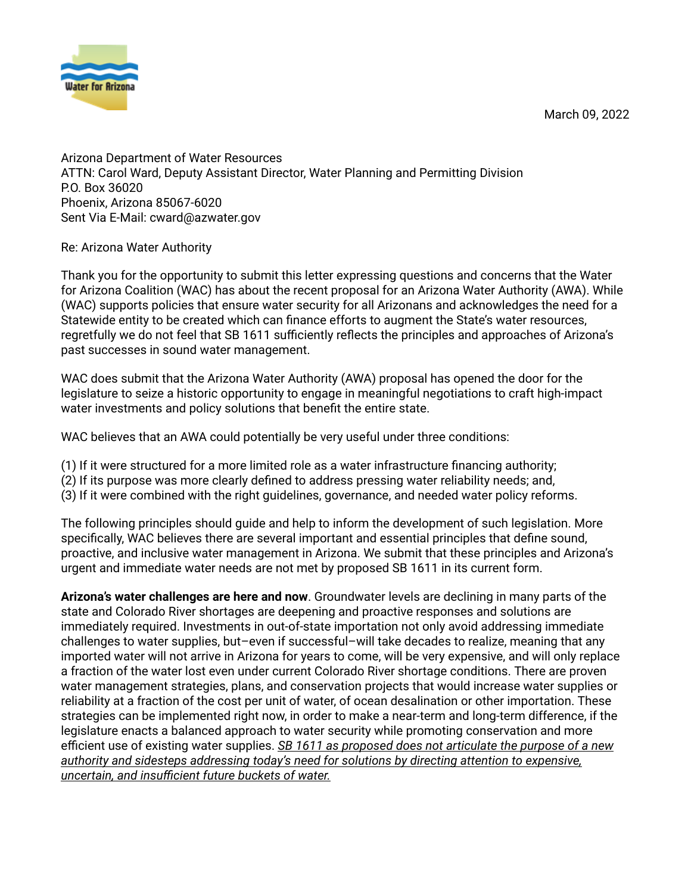Water for Arizona

March 09, 2022

Arizona Department of Water Resources
ATTN: Carol Ward, Deputy Assistant Director, Water Planning and Permitting Division
P.O. Box 36020
Phoenix, Arizona 85067-6020
Sent Via E-Mail: cward@azwater.gov

Re: Arizona Water Authority

Thank you for the opportunity to submit this letter expressing questions and concerns that the Water for Arizona Coalition (WAC) has about the recent proposal for an Arizona Water Authority (AWA). While (WAC) supports policies that ensure water security for all Arizonans and acknowledges the need for a Statewide entity to be created which can finance efforts to augment the State's water resources, regretfully we do not feel that SB 1611 sufficiently reflects the principles and approaches of Arizona's past successes in sound water management.

WAC does submit that the Arizona Water Authority (AWA) proposal has opened the door for the legislature to seize a historic opportunity to engage in meaningful negotiations to craft high-impact water investments and policy solutions that benefit the entire state.

WAC believes that an AWA could potentially be very useful under three conditions:

(1) If it were structured for a more limited role as a water infrastructure financing authority;
(2) If its purpose was more clearly defined to address pressing water reliability needs; and,
(3) If it were combined with the right guidelines, governance, and needed water policy reforms.

The following principles should guide and help to inform the development of such legislation. More specifically, WAC believes there are several important and essential principles that define sound, proactive, and inclusive water management in Arizona. We submit that these principles and Arizona's urgent and immediate water needs are not met by proposed SB 1611 in its current form.

**Arizona's water challenges are here and now**. Groundwater levels are declining in many parts of the state and Colorado River shortages are deepening and proactive responses and solutions are immediately required. Investments in out-of-state importation not only avoid addressing immediate challenges to water supplies, but–even if successful–will take decades to realize, meaning that any imported water will not arrive in Arizona for years to come, will be very expensive, and will only replace a fraction of the water lost even under current Colorado River shortage conditions. There are proven water management strategies, plans, and conservation projects that would increase water supplies or reliability at a fraction of the cost per unit of water, of ocean desalination or other importation. These strategies can be implemented right now, in order to make a near-term and long-term difference, if the legislature enacts a balanced approach to water security while promoting conservation and more efficient use of existing water supplies. *SB 1611 as proposed does not articulate the purpose of a new authority and sidesteps addressing today's need for solutions by directing attention to expensive, uncertain, and insufficient future buckets of water.*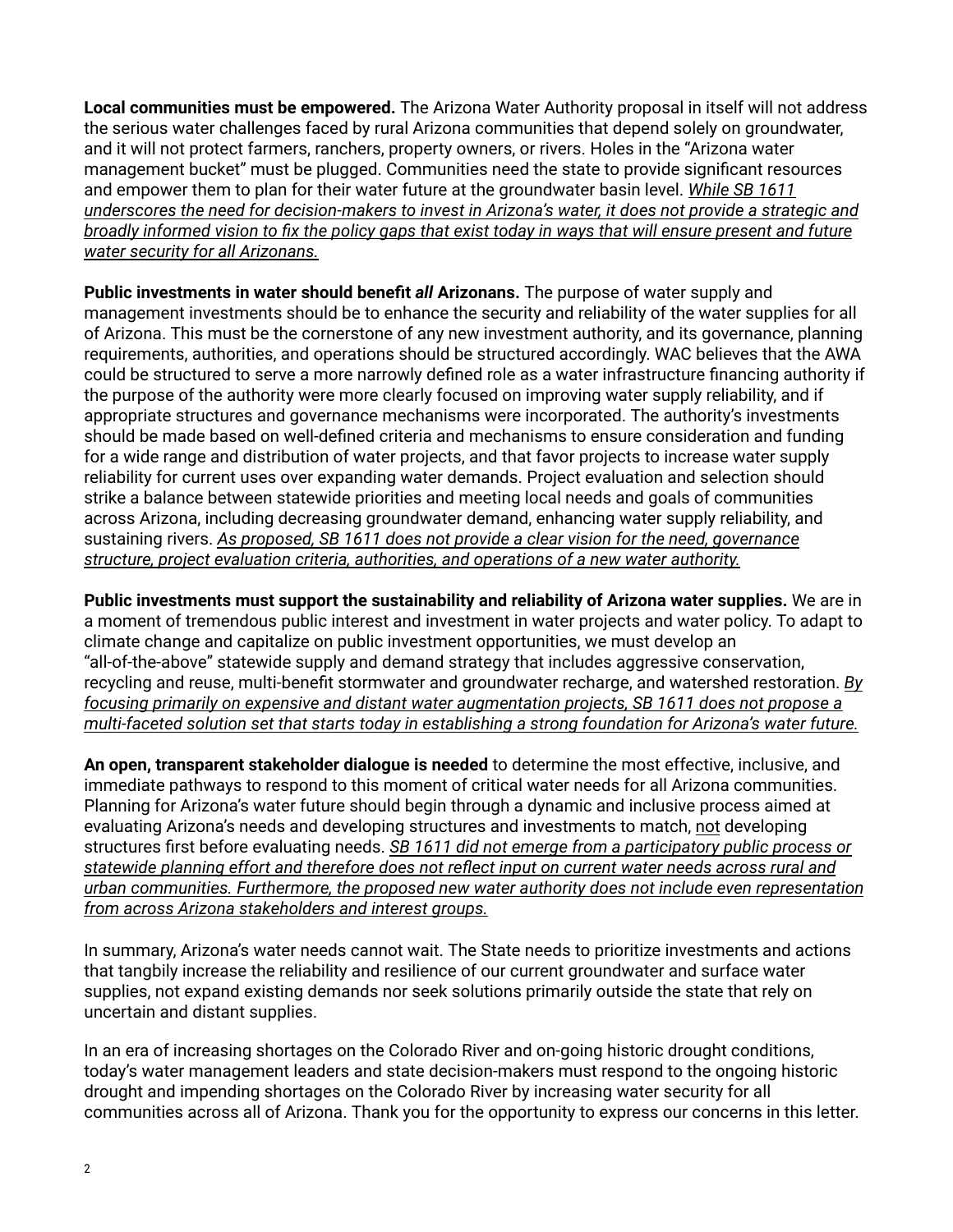**Local communities must be empowered.** The Arizona Water Authority proposal in itself will not address the serious water challenges faced by rural Arizona communities that depend solely on groundwater, and it will not protect farmers, ranchers, property owners, or rivers. Holes in the "Arizona water management bucket" must be plugged. Communities need the state to provide significant resources and empower them to plan for their water future at the groundwater basin level. <u>*While SB 1611 underscores the need for decision-makers to invest in Arizona's water, it does not provide a strategic and broadly informed vision to fix the policy gaps that exist today in ways that will ensure present and future water security for all Arizonans.*</u>

**Public investments in water should benefit *all* Arizonans.** The purpose of water supply and management investments should be to enhance the security and reliability of the water supplies for all of Arizona. This must be the cornerstone of any new investment authority, and its governance, planning requirements, authorities, and operations should be structured accordingly. WAC believes that the AWA could be structured to serve a more narrowly defined role as a water infrastructure financing authority if the purpose of the authority were more clearly focused on improving water supply reliability, and if appropriate structures and governance mechanisms were incorporated. The authority's investments should be made based on well-defined criteria and mechanisms to ensure consideration and funding for a wide range and distribution of water projects, and that favor projects to increase water supply reliability for current uses over expanding water demands. Project evaluation and selection should strike a balance between statewide priorities and meeting local needs and goals of communities across Arizona, including decreasing groundwater demand, enhancing water supply reliability, and sustaining rivers. <u>*As proposed, SB 1611 does not provide a clear vision for the need, governance structure, project evaluation criteria, authorities, and operations of a new water authority.*</u>

**Public investments must support the sustainability and reliability of Arizona water supplies.** We are in a moment of tremendous public interest and investment in water projects and water policy. To adapt to climate change and capitalize on public investment opportunities, we must develop an "all-of-the-above" statewide supply and demand strategy that includes aggressive conservation, recycling and reuse, multi-benefit stormwater and groundwater recharge, and watershed restoration. <u>*By focusing primarily on expensive and distant water augmentation projects, SB 1611 does not propose a multi-faceted solution set that starts today in establishing a strong foundation for Arizona's water future.*</u>

**An open, transparent stakeholder dialogue is needed** to determine the most effective, inclusive, and immediate pathways to respond to this moment of critical water needs for all Arizona communities. Planning for Arizona's water future should begin through a dynamic and inclusive process aimed at evaluating Arizona's needs and developing structures and investments to match, <u>not</u> developing structures first before evaluating needs. <u>*SB 1611 did not emerge from a participatory public process or statewide planning effort and therefore does not reflect input on current water needs across rural and urban communities. Furthermore, the proposed new water authority does not include even representation from across Arizona stakeholders and interest groups.*</u>

In summary, Arizona's water needs cannot wait. The State needs to prioritize investments and actions that tangbily increase the reliability and resilience of our current groundwater and surface water supplies, not expand existing demands nor seek solutions primarily outside the state that rely on uncertain and distant supplies.

In an era of increasing shortages on the Colorado River and on-going historic drought conditions, today's water management leaders and state decision-makers must respond to the ongoing historic drought and impending shortages on the Colorado River by increasing water security for all communities across all of Arizona. Thank you for the opportunity to express our concerns in this letter.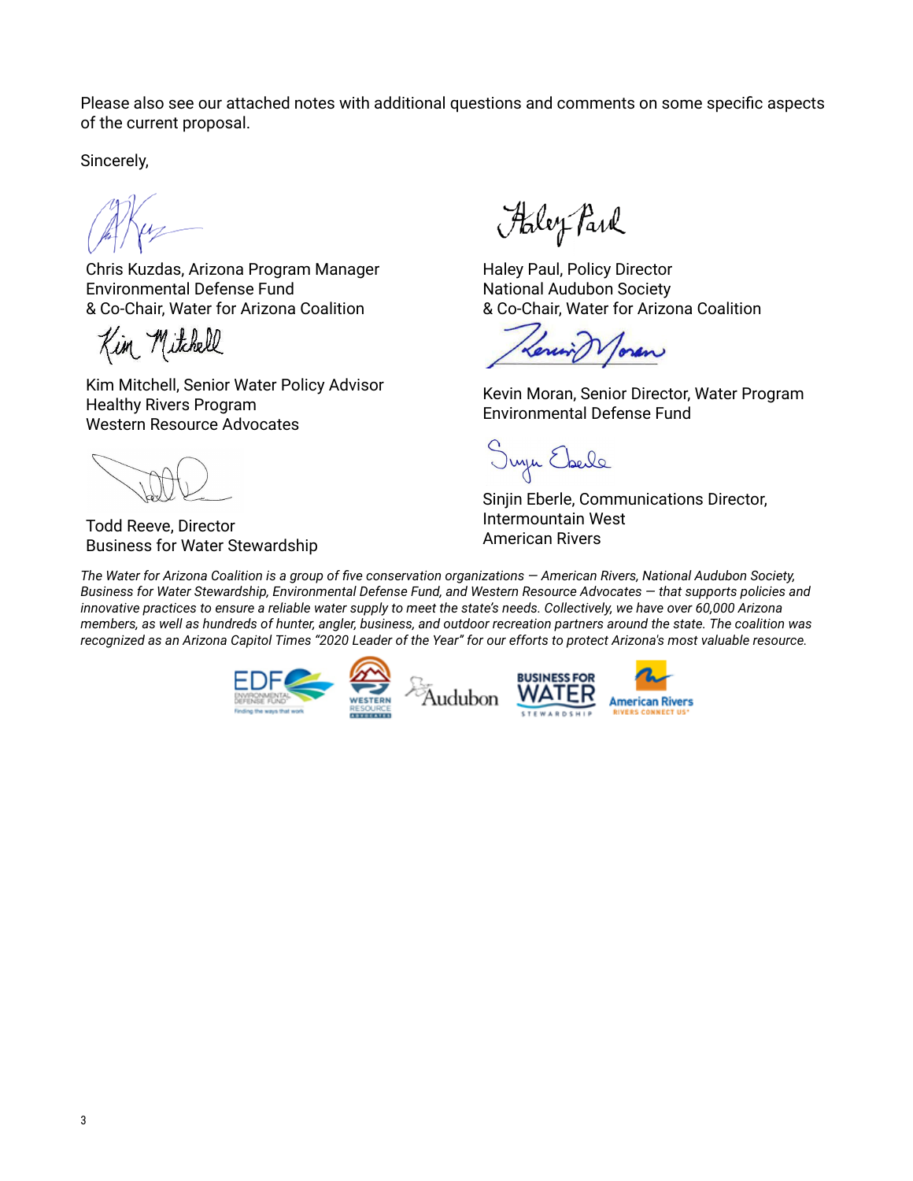Please also see our attached notes with additional questions and comments on some specific aspects of the current proposal.

Sincerely,

Chris Kuzdas, Arizona Program Manager
Environmental Defense Fund
& Co-Chair, Water for Arizona Coalition

Haley Paul, Policy Director
National Audubon Society
& Co-Chair, Water for Arizona Coalition

Kim Mitchell, Senior Water Policy Advisor
Healthy Rivers Program
Western Resource Advocates

Kevin Moran, Senior Director, Water Program
Environmental Defense Fund

Todd Reeve, Director
Business for Water Stewardship

Sinjin Eberle, Communications Director,
Intermountain West
American Rivers

*The Water for Arizona Coalition is a group of five conservation organizations — American Rivers, National Audubon Society, Business for Water Stewardship, Environmental Defense Fund, and Western Resource Advocates — that supports policies and innovative practices to ensure a reliable water supply to meet the state's needs. Collectively, we have over 60,000 Arizona members, as well as hundreds of hunter, angler, business, and outdoor recreation partners around the state. The coalition was recognized as an Arizona Capitol Times "2020 Leader of the Year" for our efforts to protect Arizona's most valuable resource.*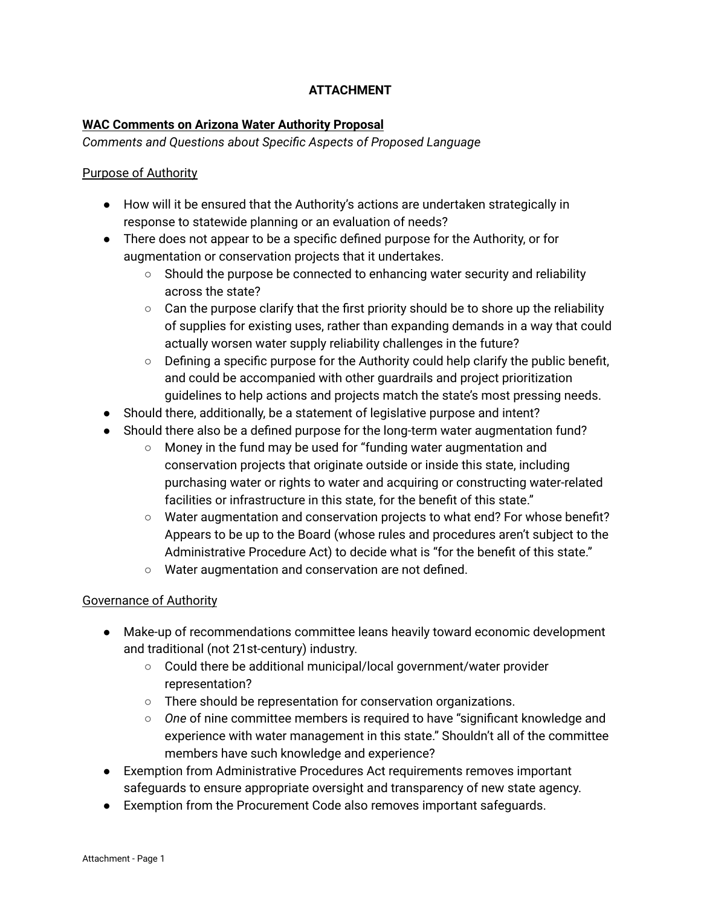## ATTACHMENT

**<u>WAC Comments on Arizona Water Authority Proposal</u>**

*Comments and Questions about Specific Aspects of Proposed Language*

<u>Purpose of Authority</u>

- How will it be ensured that the Authority's actions are undertaken strategically in response to statewide planning or an evaluation of needs?
- There does not appear to be a specific defined purpose for the Authority, or for augmentation or conservation projects that it undertakes.
  - Should the purpose be connected to enhancing water security and reliability across the state?
  - Can the purpose clarify that the first priority should be to shore up the reliability of supplies for existing uses, rather than expanding demands in a way that could actually worsen water supply reliability challenges in the future?
  - Defining a specific purpose for the Authority could help clarify the public benefit, and could be accompanied with other guardrails and project prioritization guidelines to help actions and projects match the state's most pressing needs.
- Should there, additionally, be a statement of legislative purpose and intent?
- Should there also be a defined purpose for the long-term water augmentation fund?
  - Money in the fund may be used for "funding water augmentation and conservation projects that originate outside or inside this state, including purchasing water or rights to water and acquiring or constructing water-related facilities or infrastructure in this state, for the benefit of this state."
  - Water augmentation and conservation projects to what end? For whose benefit? Appears to be up to the Board (whose rules and procedures aren't subject to the Administrative Procedure Act) to decide what is "for the benefit of this state."
  - Water augmentation and conservation are not defined.

<u>Governance of Authority</u>

- Make-up of recommendations committee leans heavily toward economic development and traditional (not 21st-century) industry.
  - Could there be additional municipal/local government/water provider representation?
  - There should be representation for conservation organizations.
  - *One* of nine committee members is required to have "significant knowledge and experience with water management in this state." Shouldn't all of the committee members have such knowledge and experience?
- Exemption from Administrative Procedures Act requirements removes important safeguards to ensure appropriate oversight and transparency of new state agency.
- Exemption from the Procurement Code also removes important safeguards.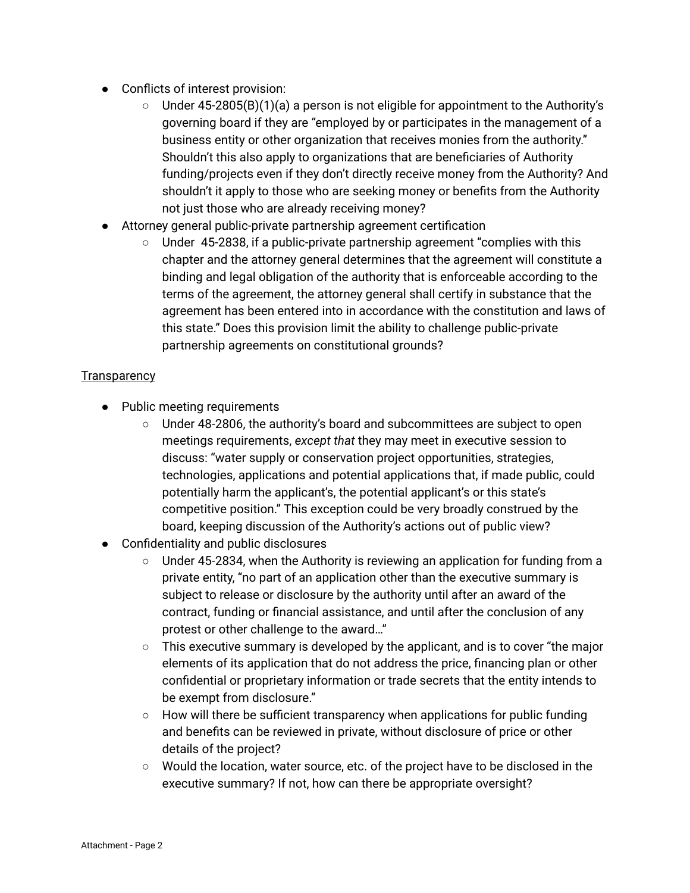- Conflicts of interest provision:
    - Under 45-2805(B)(1)(a) a person is not eligible for appointment to the Authority's governing board if they are "employed by or participates in the management of a business entity or other organization that receives monies from the authority." Shouldn't this also apply to organizations that are beneficiaries of Authority funding/projects even if they don't directly receive money from the Authority? And shouldn't it apply to those who are seeking money or benefits from the Authority not just those who are already receiving money?
- Attorney general public-private partnership agreement certification
    - Under 45-2838, if a public-private partnership agreement "complies with this chapter and the attorney general determines that the agreement will constitute a binding and legal obligation of the authority that is enforceable according to the terms of the agreement, the attorney general shall certify in substance that the agreement has been entered into in accordance with the constitution and laws of this state." Does this provision limit the ability to challenge public-private partnership agreements on constitutional grounds?

<u>Transparency</u>

- Public meeting requirements
    - Under 48-2806, the authority's board and subcommittees are subject to open meetings requirements, *except that* they may meet in executive session to discuss: "water supply or conservation project opportunities, strategies, technologies, applications and potential applications that, if made public, could potentially harm the applicant's, the potential applicant's or this state's competitive position." This exception could be very broadly construed by the board, keeping discussion of the Authority's actions out of public view?
- Confidentiality and public disclosures
    - Under 45-2834, when the Authority is reviewing an application for funding from a private entity, "no part of an application other than the executive summary is subject to release or disclosure by the authority until after an award of the contract, funding or financial assistance, and until after the conclusion of any protest or other challenge to the award…"
    - This executive summary is developed by the applicant, and is to cover "the major elements of its application that do not address the price, financing plan or other confidential or proprietary information or trade secrets that the entity intends to be exempt from disclosure."
    - How will there be sufficient transparency when applications for public funding and benefits can be reviewed in private, without disclosure of price or other details of the project?
    - Would the location, water source, etc. of the project have to be disclosed in the executive summary? If not, how can there be appropriate oversight?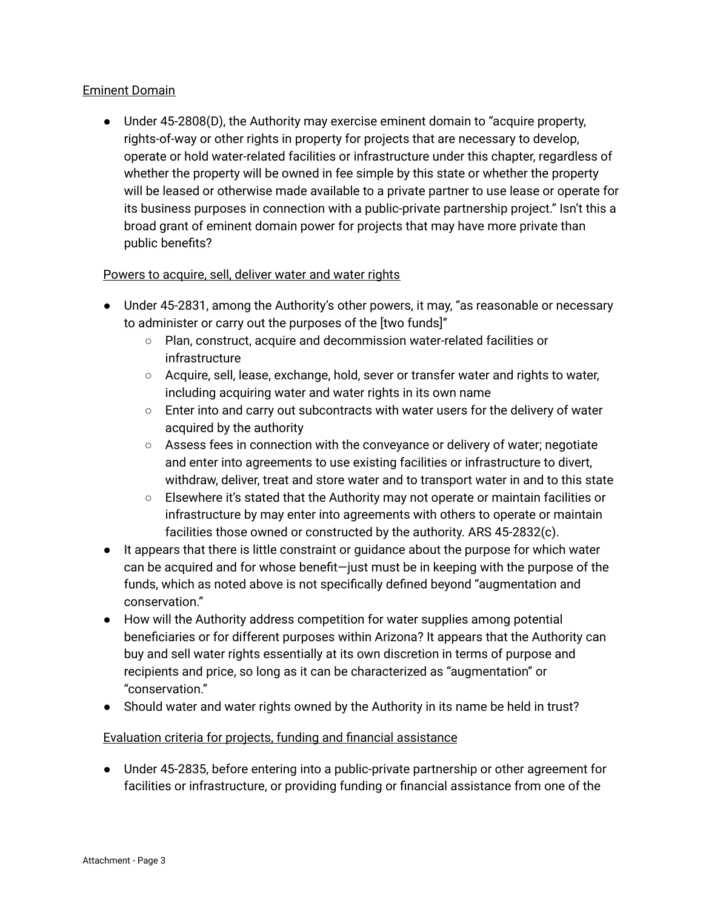Eminent Domain

- Under 45-2808(D), the Authority may exercise eminent domain to "acquire property, rights-of-way or other rights in property for projects that are necessary to develop, operate or hold water-related facilities or infrastructure under this chapter, regardless of whether the property will be owned in fee simple by this state or whether the property will be leased or otherwise made available to a private partner to use lease or operate for its business purposes in connection with a public-private partnership project." Isn't this a broad grant of eminent domain power for projects that may have more private than public benefits?

Powers to acquire, sell, deliver water and water rights

- Under 45-2831, among the Authority's other powers, it may, "as reasonable or necessary to administer or carry out the purposes of the [two funds]"
  - Plan, construct, acquire and decommission water-related facilities or infrastructure
  - Acquire, sell, lease, exchange, hold, sever or transfer water and rights to water, including acquiring water and water rights in its own name
  - Enter into and carry out subcontracts with water users for the delivery of water acquired by the authority
  - Assess fees in connection with the conveyance or delivery of water; negotiate and enter into agreements to use existing facilities or infrastructure to divert, withdraw, deliver, treat and store water and to transport water in and to this state
  - Elsewhere it's stated that the Authority may not operate or maintain facilities or infrastructure by may enter into agreements with others to operate or maintain facilities those owned or constructed by the authority. ARS 45-2832(c).
- It appears that there is little constraint or guidance about the purpose for which water can be acquired and for whose benefit—just must be in keeping with the purpose of the funds, which as noted above is not specifically defined beyond "augmentation and conservation."
- How will the Authority address competition for water supplies among potential beneficiaries or for different purposes within Arizona? It appears that the Authority can buy and sell water rights essentially at its own discretion in terms of purpose and recipients and price, so long as it can be characterized as "augmentation" or "conservation."
- Should water and water rights owned by the Authority in its name be held in trust?

Evaluation criteria for projects, funding and financial assistance

- Under 45-2835, before entering into a public-private partnership or other agreement for facilities or infrastructure, or providing funding or financial assistance from one of the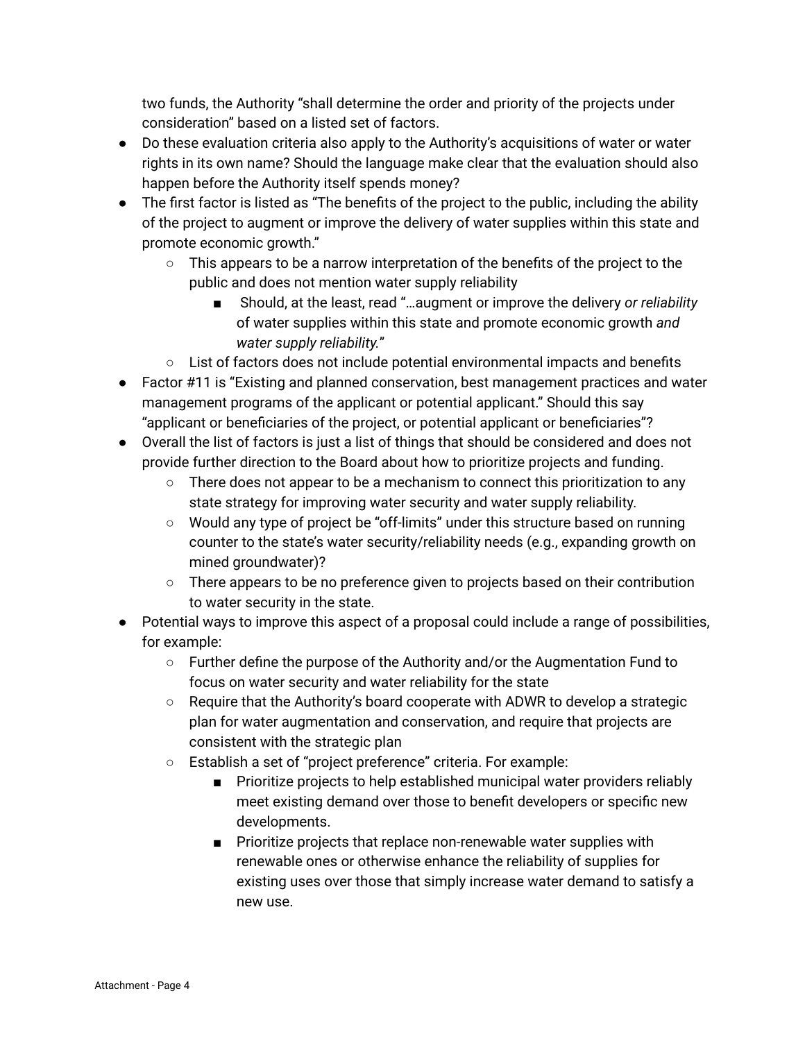two funds, the Authority "shall determine the order and priority of the projects under consideration" based on a listed set of factors.

- Do these evaluation criteria also apply to the Authority's acquisitions of water or water rights in its own name? Should the language make clear that the evaluation should also happen before the Authority itself spends money?
- The first factor is listed as "The benefits of the project to the public, including the ability of the project to augment or improve the delivery of water supplies within this state and promote economic growth."
    - This appears to be a narrow interpretation of the benefits of the project to the public and does not mention water supply reliability
        - Should, at the least, read "…augment or improve the delivery *or reliability* of water supplies within this state and promote economic growth *and water supply reliability.*"
    - List of factors does not include potential environmental impacts and benefits
- Factor #11 is "Existing and planned conservation, best management practices and water management programs of the applicant or potential applicant." Should this say "applicant or beneficiaries of the project, or potential applicant or beneficiaries"?
- Overall the list of factors is just a list of things that should be considered and does not provide further direction to the Board about how to prioritize projects and funding.
    - There does not appear to be a mechanism to connect this prioritization to any state strategy for improving water security and water supply reliability.
    - Would any type of project be "off-limits" under this structure based on running counter to the state's water security/reliability needs (e.g., expanding growth on mined groundwater)?
    - There appears to be no preference given to projects based on their contribution to water security in the state.
- Potential ways to improve this aspect of a proposal could include a range of possibilities, for example:
    - Further define the purpose of the Authority and/or the Augmentation Fund to focus on water security and water reliability for the state
    - Require that the Authority's board cooperate with ADWR to develop a strategic plan for water augmentation and conservation, and require that projects are consistent with the strategic plan
    - Establish a set of "project preference" criteria. For example:
        - Prioritize projects to help established municipal water providers reliably meet existing demand over those to benefit developers or specific new developments.
        - Prioritize projects that replace non-renewable water supplies with renewable ones or otherwise enhance the reliability of supplies for existing uses over those that simply increase water demand to satisfy a new use.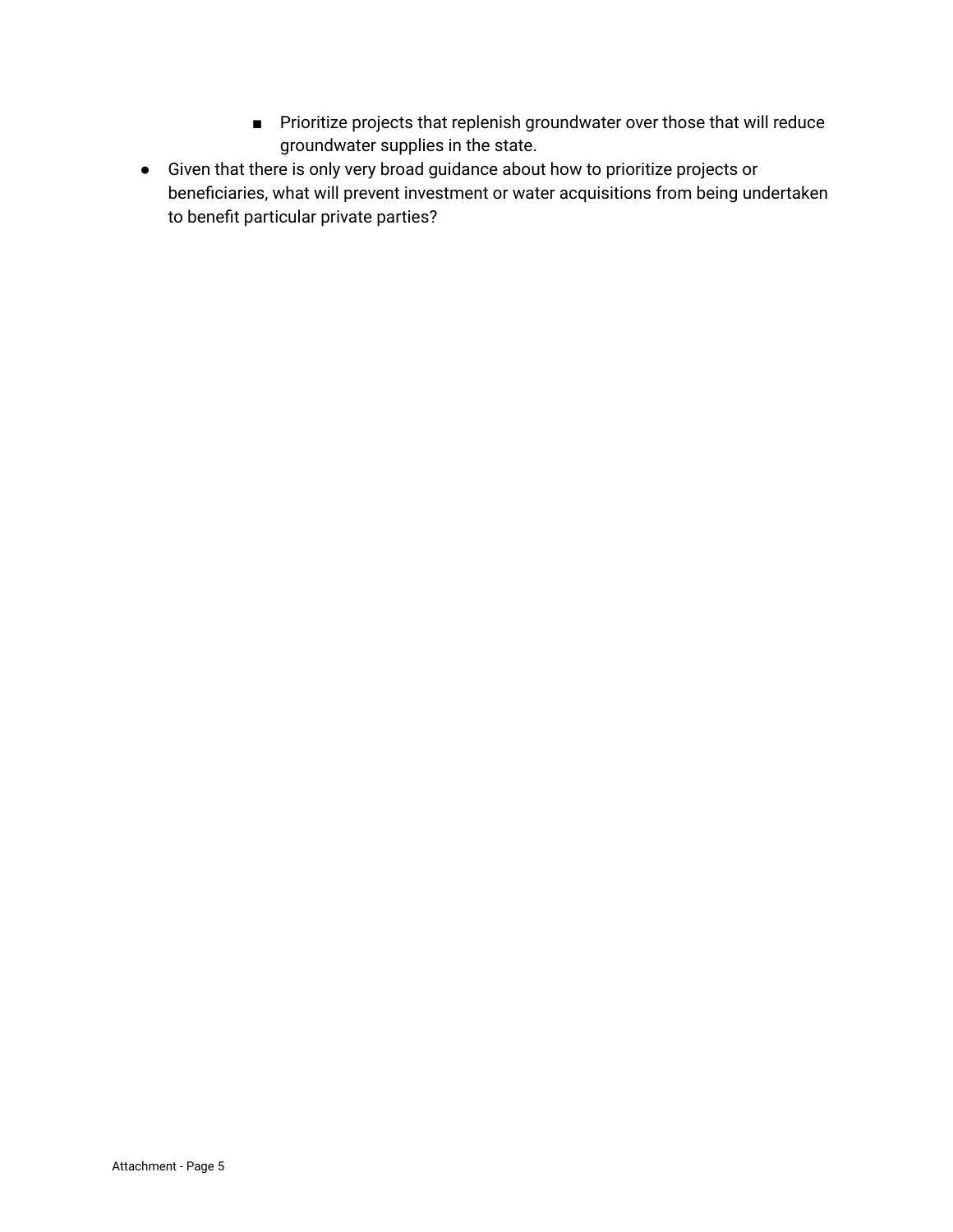- Prioritize projects that replenish groundwater over those that will reduce groundwater supplies in the state.
- Given that there is only very broad guidance about how to prioritize projects or beneficiaries, what will prevent investment or water acquisitions from being undertaken to benefit particular private parties?